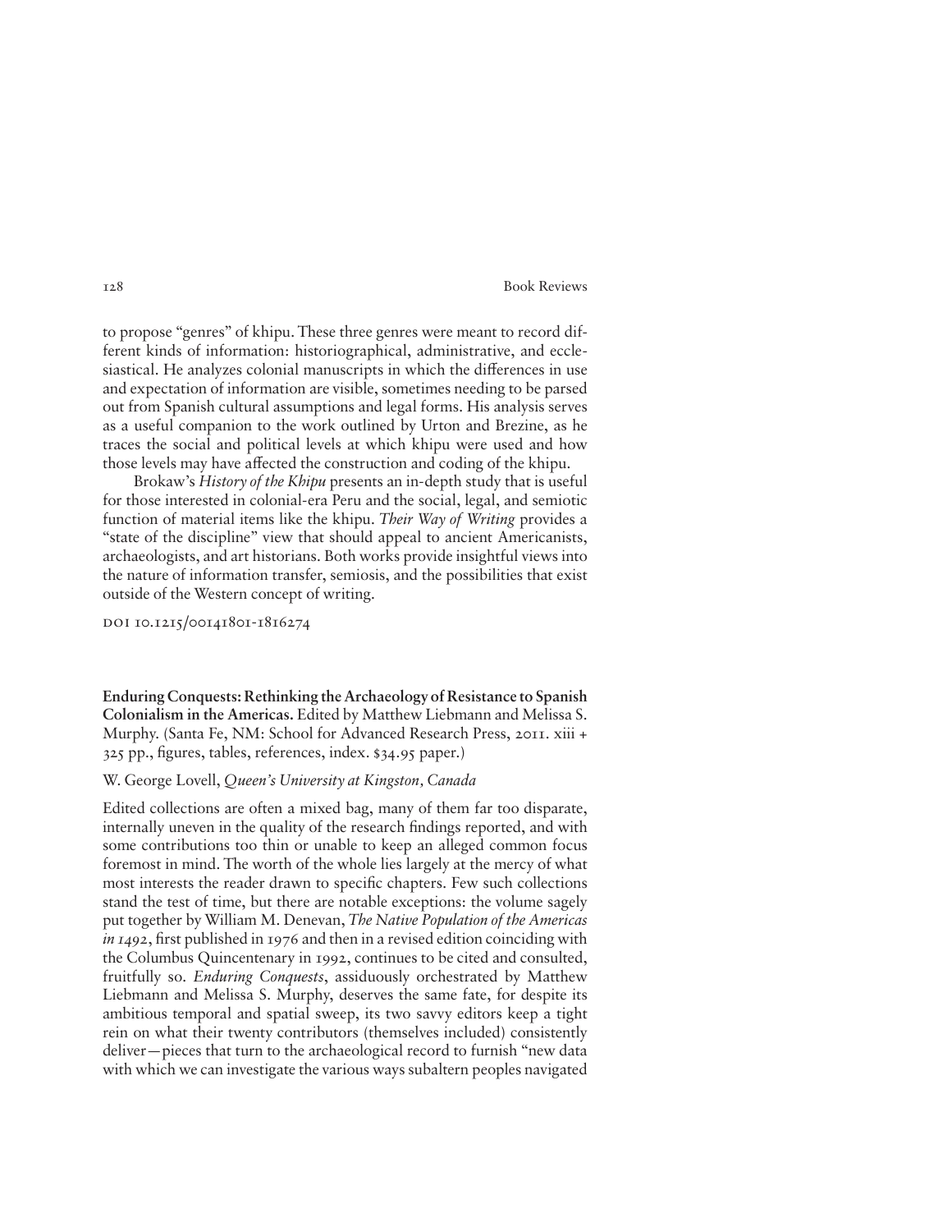to propose "genres" of khipu. These three genres were meant to record different kinds of information: historiographical, administrative, and ecclesiastical. He analyzes colonial manuscripts in which the differences in use and expectation of information are visible, sometimes needing to be parsed out from Spanish cultural assumptions and legal forms. His analysis serves as a useful companion to the work outlined by Urton and Brezine, as he traces the social and political levels at which khipu were used and how those levels may have affected the construction and coding of the khipu.

Brokaw's *History of the Khipu* presents an in-depth study that is useful for those interested in colonial-era Peru and the social, legal, and semiotic function of material items like the khipu. *Their Way of Writing* provides a "state of the discipline" view that should appeal to ancient Americanists, archaeologists, and art historians. Both works provide insightful views into the nature of information transfer, semiosis, and the possibilities that exist outside of the Western concept of writing.

DOI 10.1215/00141801-1816274

**Enduring Conquests: Rethinking the Archaeology of Resistance to Spanish Colonialism in the Americas.** Edited by Matthew Liebmann and Melissa S. Murphy. (Santa Fe, NM: School for Advanced Research Press, 2011. xiii + 325 pp., figures, tables, references, index. $34.95 paper.)

W. George Lovell, *Queen's University at Kingston, Canada*

Edited collections are often a mixed bag, many of them far too disparate, internally uneven in the quality of the research findings reported, and with some contributions too thin or unable to keep an alleged common focus foremost in mind. The worth of the whole lies largely at the mercy of what most interests the reader drawn to specific chapters. Few such collections stand the test of time, but there are notable exceptions: the volume sagely put together by William M. Denevan, *The Native Population of the Americas in 1492*, first published in 1976 and then in a revised edition coinciding with the Columbus Quincentenary in 1992, continues to be cited and consulted, fruitfully so. *Enduring Conquests*, assiduously orchestrated by Matthew Liebmann and Melissa S. Murphy, deserves the same fate, for despite its ambitious temporal and spatial sweep, its two savvy editors keep a tight rein on what their twenty contributors (themselves included) consistently deliver—pieces that turn to the archaeological record to furnish "new data with which we can investigate the various ways subaltern peoples navigated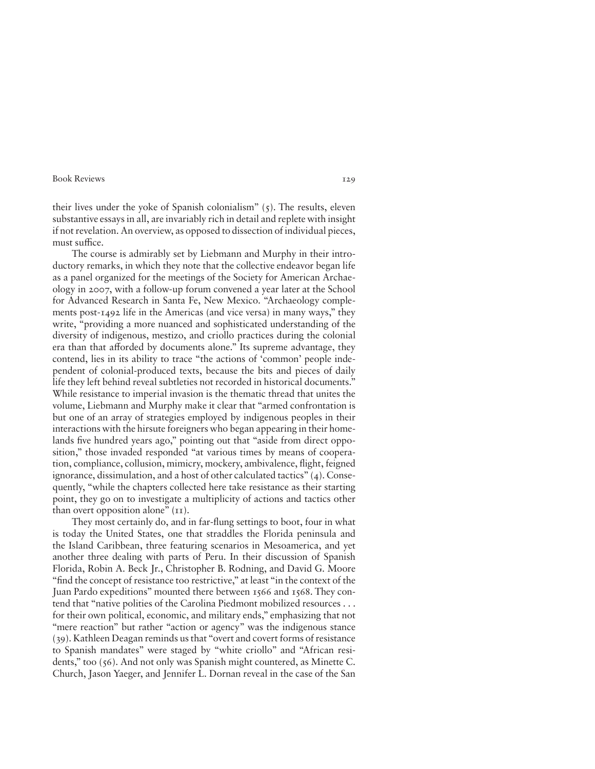their lives under the yoke of Spanish colonialism" (5). The results, eleven substantive essays in all, are invariably rich in detail and replete with insight if not revelation. An overview, as opposed to dissection of individual pieces, must suffice.

The course is admirably set by Liebmann and Murphy in their introductory remarks, in which they note that the collective endeavor began life as a panel organized for the meetings of the Society for American Archaeology in 2007, with a follow-up forum convened a year later at the School for Advanced Research in Santa Fe, New Mexico. "Archaeology complements post-1492 life in the Americas (and vice versa) in many ways," they write, "providing a more nuanced and sophisticated understanding of the diversity of indigenous, mestizo, and criollo practices during the colonial era than that afforded by documents alone." Its supreme advantage, they contend, lies in its ability to trace "the actions of 'common' people independent of colonial-produced texts, because the bits and pieces of daily life they left behind reveal subtleties not recorded in historical documents." While resistance to imperial invasion is the thematic thread that unites the volume, Liebmann and Murphy make it clear that "armed confrontation is but one of an array of strategies employed by indigenous peoples in their interactions with the hirsute foreigners who began appearing in their homelands five hundred years ago," pointing out that "aside from direct opposition," those invaded responded "at various times by means of cooperation, compliance, collusion, mimicry, mockery, ambivalence, flight, feigned ignorance, dissimulation, and a host of other calculated tactics" (4). Consequently, "while the chapters collected here take resistance as their starting point, they go on to investigate a multiplicity of actions and tactics other than overt opposition alone" (11).

They most certainly do, and in far-flung settings to boot, four in what is today the United States, one that straddles the Florida peninsula and the Island Caribbean, three featuring scenarios in Mesoamerica, and yet another three dealing with parts of Peru. In their discussion of Spanish Florida, Robin A. Beck Jr., Christopher B. Rodning, and David G. Moore "find the concept of resistance too restrictive," at least "in the context of the Juan Pardo expeditions" mounted there between 1566 and 1568. They contend that "native polities of the Carolina Piedmont mobilized resources . . . for their own political, economic, and military ends," emphasizing that not "mere reaction" but rather "action or agency" was the indigenous stance (39). Kathleen Deagan reminds us that "overt and covert forms of resistance to Spanish mandates" were staged by "white criollo" and "African residents," too (56). And not only was Spanish might countered, as Minette C. Church, Jason Yaeger, and Jennifer L. Dornan reveal in the case of the San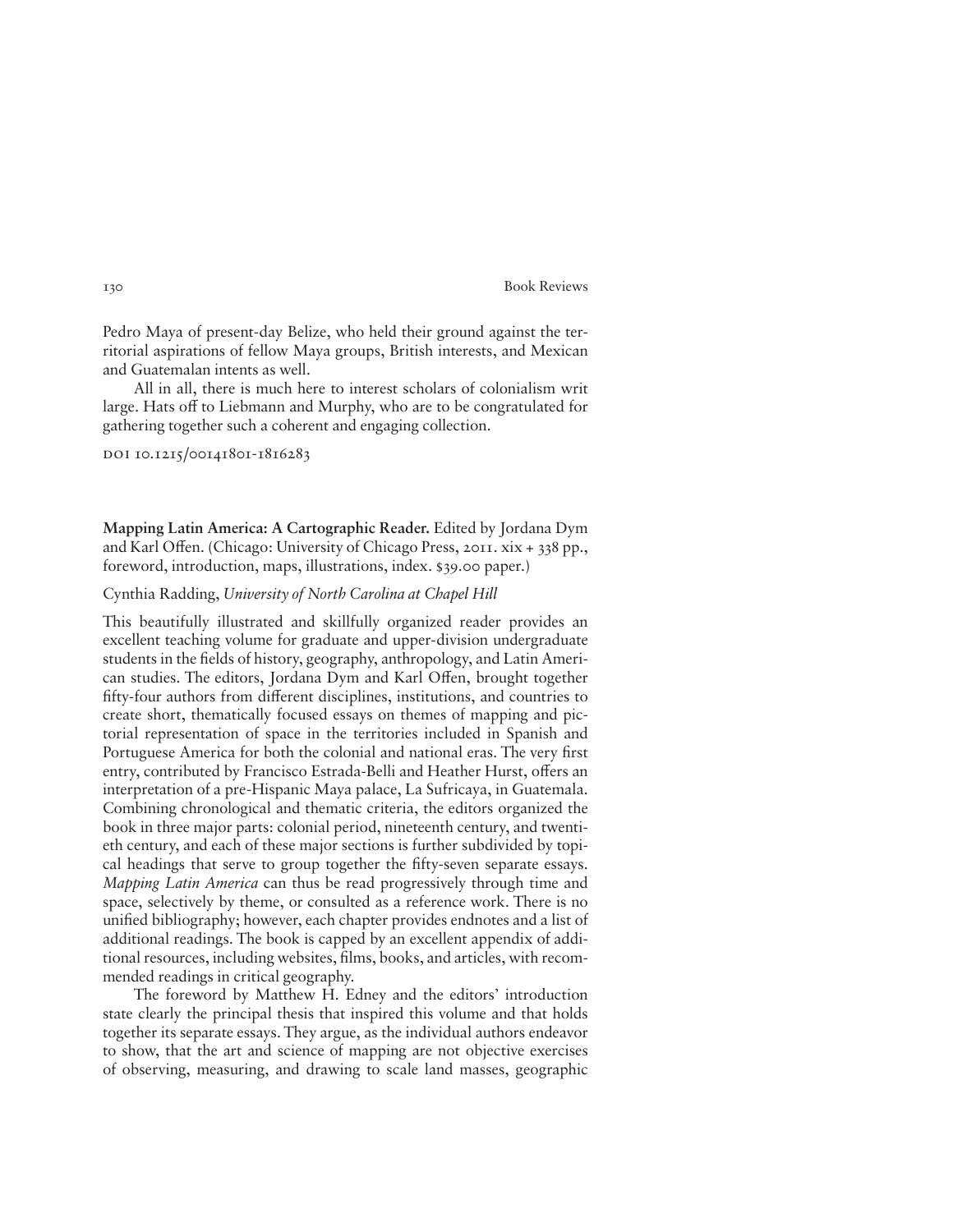Pedro Maya of present-day Belize, who held their ground against the territorial aspirations of fellow Maya groups, British interests, and Mexican and Guatemalan intents as well.

All in all, there is much here to interest scholars of colonialism writ large. Hats off to Liebmann and Murphy, who are to be congratulated for gathering together such a coherent and engaging collection.

DOI 10.1215/00141801-1816283

**Mapping Latin America: A Cartographic Reader.** Edited by Jordana Dym and Karl Offen. (Chicago: University of Chicago Press, 2011. xix + 338 pp., foreword, introduction, maps, illustrations, index. $39.00 paper.)

Cynthia Radding, *University of North Carolina at Chapel Hill*

This beautifully illustrated and skillfully organized reader provides an excellent teaching volume for graduate and upper-division undergraduate students in the fields of history, geography, anthropology, and Latin American studies. The editors, Jordana Dym and Karl Offen, brought together fifty-four authors from different disciplines, institutions, and countries to create short, thematically focused essays on themes of mapping and pictorial representation of space in the territories included in Spanish and Portuguese America for both the colonial and national eras. The very first entry, contributed by Francisco Estrada-Belli and Heather Hurst, offers an interpretation of a pre-Hispanic Maya palace, La Sufricaya, in Guatemala. Combining chronological and thematic criteria, the editors organized the book in three major parts: colonial period, nineteenth century, and twentieth century, and each of these major sections is further subdivided by topical headings that serve to group together the fifty-seven separate essays. *Mapping Latin America* can thus be read progressively through time and space, selectively by theme, or consulted as a reference work. There is no unified bibliography; however, each chapter provides endnotes and a list of additional readings. The book is capped by an excellent appendix of additional resources, including websites, films, books, and articles, with recommended readings in critical geography.

The foreword by Matthew H. Edney and the editors' introduction state clearly the principal thesis that inspired this volume and that holds together its separate essays. They argue, as the individual authors endeavor to show, that the art and science of mapping are not objective exercises of observing, measuring, and drawing to scale land masses, geographic